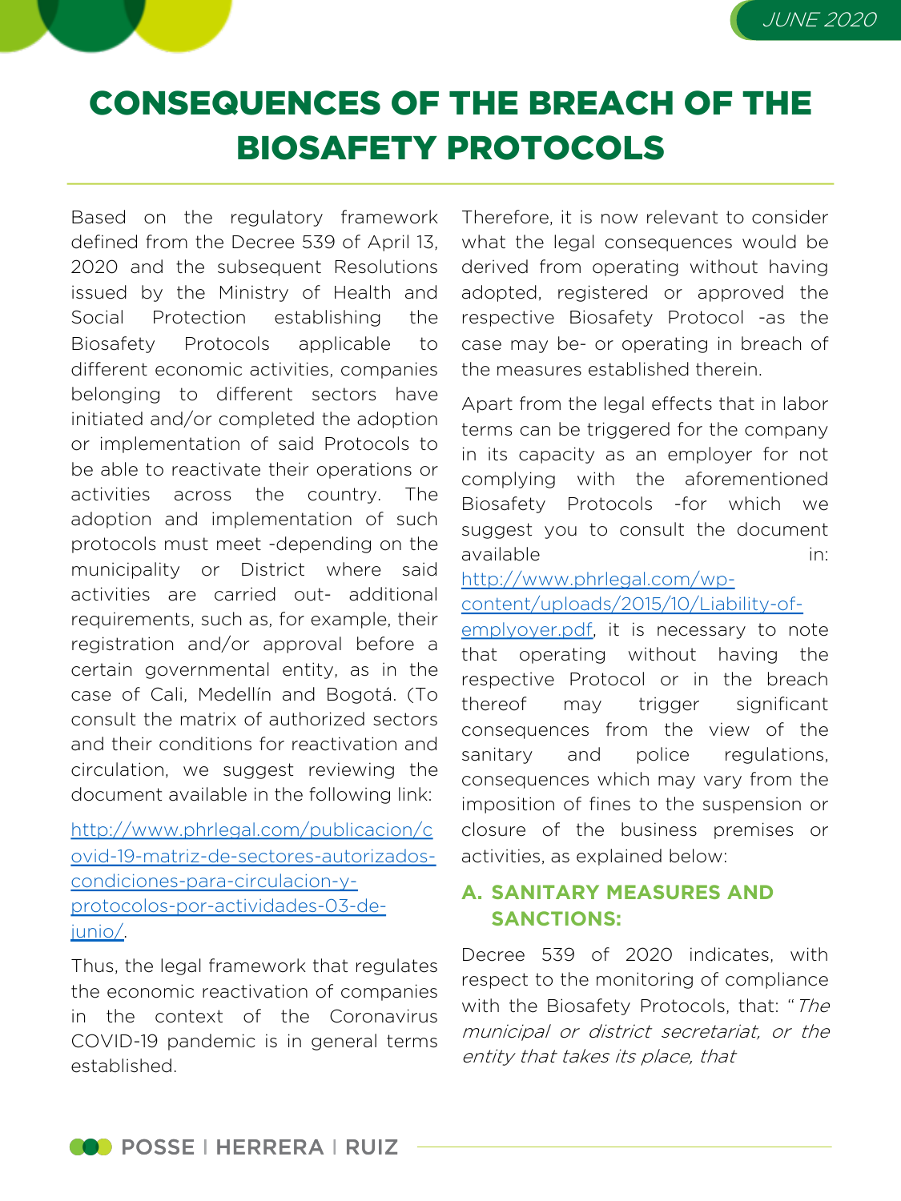# CONSEQUENCES OF THE BREACH OF THE BIOSAFETY PROTOCOLS

Based on the regulatory framework defined from the Decree 539 of April 13, 2020 and the subsequent Resolutions issued by the Ministry of Health and Social Protection establishing the Biosafety Protocols applicable to different economic activities, companies belonging to different sectors have initiated and/or completed the adoption or implementation of said Protocols to be able to reactivate their operations or activities across the country. The adoption and implementation of such protocols must meet -depending on the municipality or District where said activities are carried out- additional requirements, such as, for example, their registration and/or approval before a certain governmental entity, as in the case of Cali, Medellín and Bogotá. (To consult the matrix of authorized sectors and their conditions for reactivation and circulation, we suggest reviewing the document available in the following link:

[http://www.phrlegal.com/publicacion/covid-19-matriz-de-sectores-autorizados-condiciones-para-circulacion-y-protocolos-por-actividades-03-de-junio/](http://www.phrlegal.com/publicacion/covid-19-matriz-de-sectores-autorizados-condiciones-para-circulacion-y-protocolos-por-actividades-03-de-junio/).

Thus, the legal framework that regulates the economic reactivation of companies in the context of the Coronavirus COVID-19 pandemic is in general terms established.

Therefore, it is now relevant to consider what the legal consequences would be derived from operating without having adopted, registered or approved the respective Biosafety Protocol -as the case may be- or operating in breach of the measures established therein.

Apart from the legal effects that in labor terms can be triggered for the company in its capacity as an employer for not complying with the aforementioned Biosafety Protocols -for which we suggest you to consult the document available in: [http://www.phrlegal.com/wp-content/uploads/2015/10/Liability-of-emplyoyer.pdf](http://www.phrlegal.com/wp-content/uploads/2015/10/Liability-of-emplyoyer.pdf), it is necessary to note that operating without having the respective Protocol or in the breach thereof may trigger significant consequences from the view of the sanitary and police regulations, consequences which may vary from the imposition of fines to the suspension or closure of the business premises or activities, as explained below:

## A. SANITARY MEASURES AND SANCTIONS:

Decree 539 of 2020 indicates, with respect to the monitoring of compliance with the Biosafety Protocols, that: "*The municipal or district secretariat, or the entity that takes its place, that*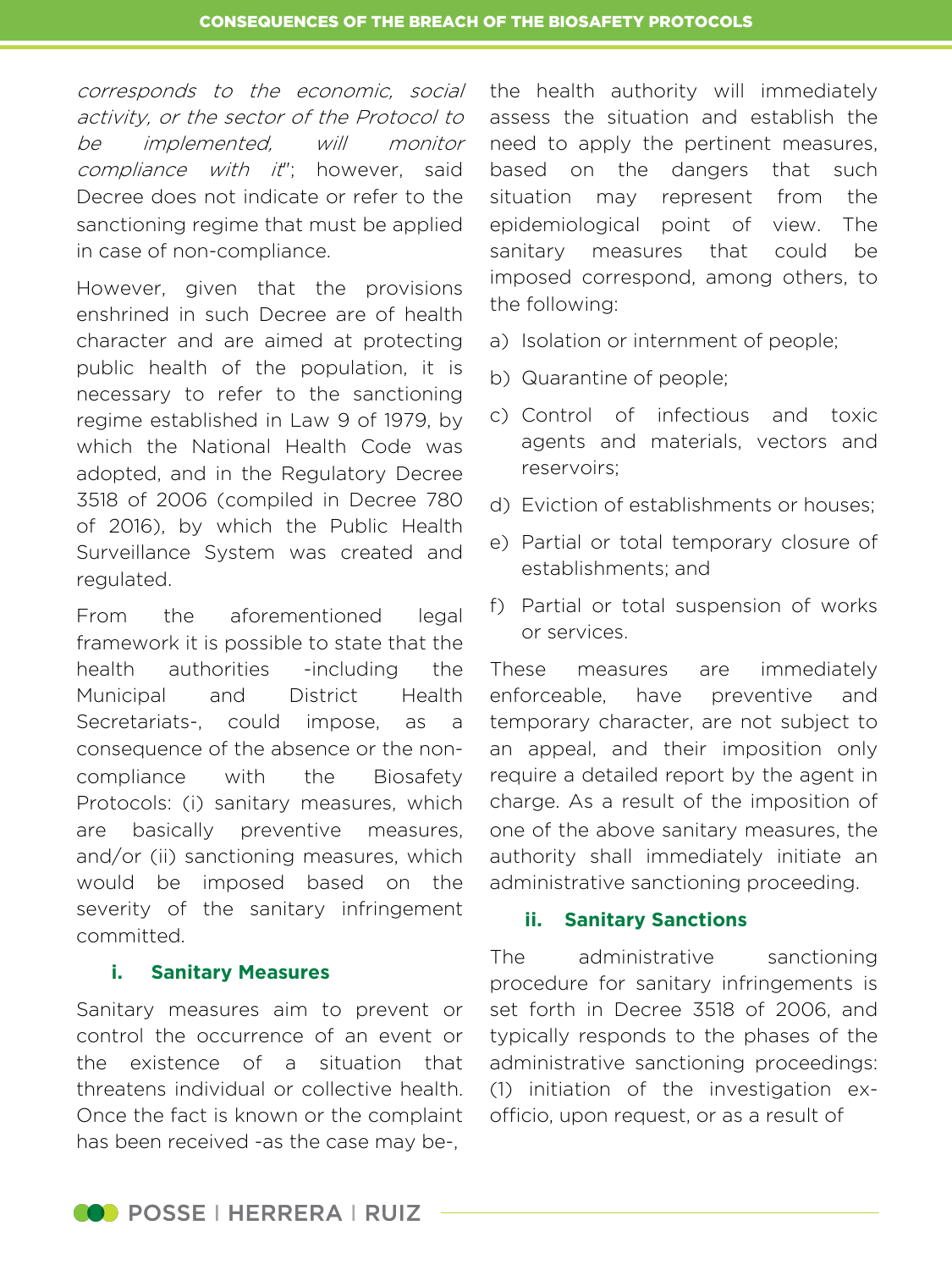*corresponds to the economic, social activity, or the sector of the Protocol to be implemented, will monitor compliance with it*"; however, said Decree does not indicate or refer to the sanctioning regime that must be applied in case of non-compliance.

However, given that the provisions enshrined in such Decree are of health character and are aimed at protecting public health of the population, it is necessary to refer to the sanctioning regime established in Law 9 of 1979, by which the National Health Code was adopted, and in the Regulatory Decree 3518 of 2006 (compiled in Decree 780 of 2016), by which the Public Health Surveillance System was created and regulated.

From the aforementioned legal framework it is possible to state that the health authorities -including the Municipal and District Health Secretariats-, could impose, as a consequence of the absence or the non-compliance with the Biosafety Protocols: (i) sanitary measures, which are basically preventive measures, and/or (ii) sanctioning measures, which would be imposed based on the severity of the sanitary infringement committed.

### i. Sanitary Measures

Sanitary measures aim to prevent or control the occurrence of an event or the existence of a situation that threatens individual or collective health. Once the fact is known or the complaint has been received -as the case may be-, the health authority will immediately assess the situation and establish the need to apply the pertinent measures, based on the dangers that such situation may represent from the epidemiological point of view. The sanitary measures that could be imposed correspond, among others, to the following:

a) Isolation or internment of people;

b) Quarantine of people;

c) Control of infectious and toxic agents and materials, vectors and reservoirs;

d) Eviction of establishments or houses;

e) Partial or total temporary closure of establishments; and

f) Partial or total suspension of works or services.

These measures are immediately enforceable, have preventive and temporary character, are not subject to an appeal, and their imposition only require a detailed report by the agent in charge. As a result of the imposition of one of the above sanitary measures, the authority shall immediately initiate an administrative sanctioning proceeding.

### ii. Sanitary Sanctions

The administrative sanctioning procedure for sanitary infringements is set forth in Decree 3518 of 2006, and typically responds to the phases of the administrative sanctioning proceedings: (1) initiation of the investigation ex-officio, upon request, or as a result of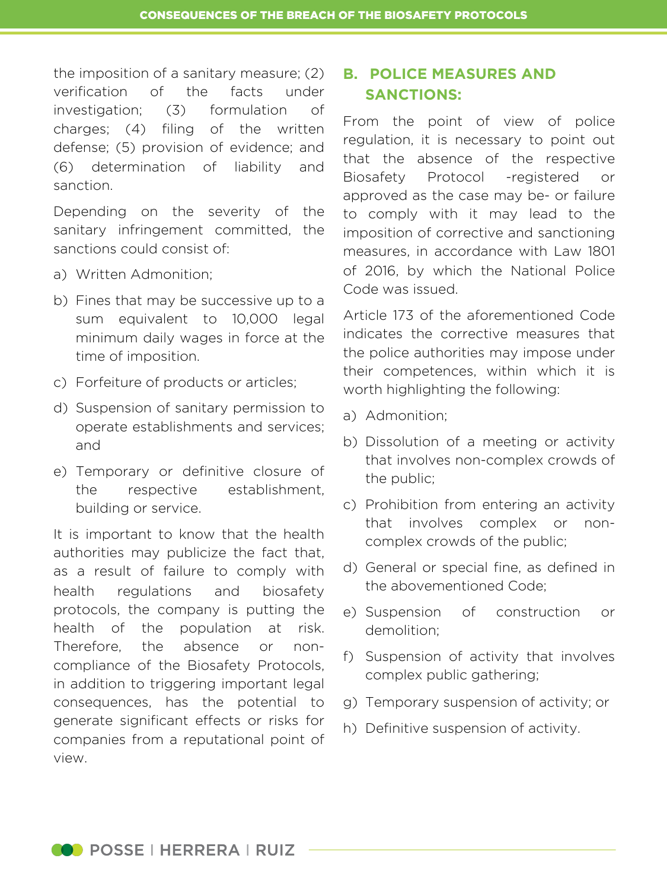the imposition of a sanitary measure; (2) verification of the facts under investigation; (3) formulation of charges; (4) filing of the written defense; (5) provision of evidence; and (6) determination of liability and sanction.

Depending on the severity of the sanitary infringement committed, the sanctions could consist of:

a) Written Admonition;

b) Fines that may be successive up to a sum equivalent to 10,000 legal minimum daily wages in force at the time of imposition.

c) Forfeiture of products or articles;

d) Suspension of sanitary permission to operate establishments and services; and

e) Temporary or definitive closure of the respective establishment, building or service.

It is important to know that the health authorities may publicize the fact that, as a result of failure to comply with health regulations and biosafety protocols, the company is putting the health of the population at risk. Therefore, the absence or non-compliance of the Biosafety Protocols, in addition to triggering important legal consequences, has the potential to generate significant effects or risks for companies from a reputational point of view.

## B. POLICE MEASURES AND SANCTIONS:

From the point of view of police regulation, it is necessary to point out that the absence of the respective Biosafety Protocol -registered or approved as the case may be- or failure to comply with it may lead to the imposition of corrective and sanctioning measures, in accordance with Law 1801 of 2016, by which the National Police Code was issued.

Article 173 of the aforementioned Code indicates the corrective measures that the police authorities may impose under their competences, within which it is worth highlighting the following:

a) Admonition;

b) Dissolution of a meeting or activity that involves non-complex crowds of the public;

c) Prohibition from entering an activity that involves complex or non-complex crowds of the public;

d) General or special fine, as defined in the abovementioned Code;

e) Suspension of construction or demolition;

f) Suspension of activity that involves complex public gathering;

g) Temporary suspension of activity; or

h) Definitive suspension of activity.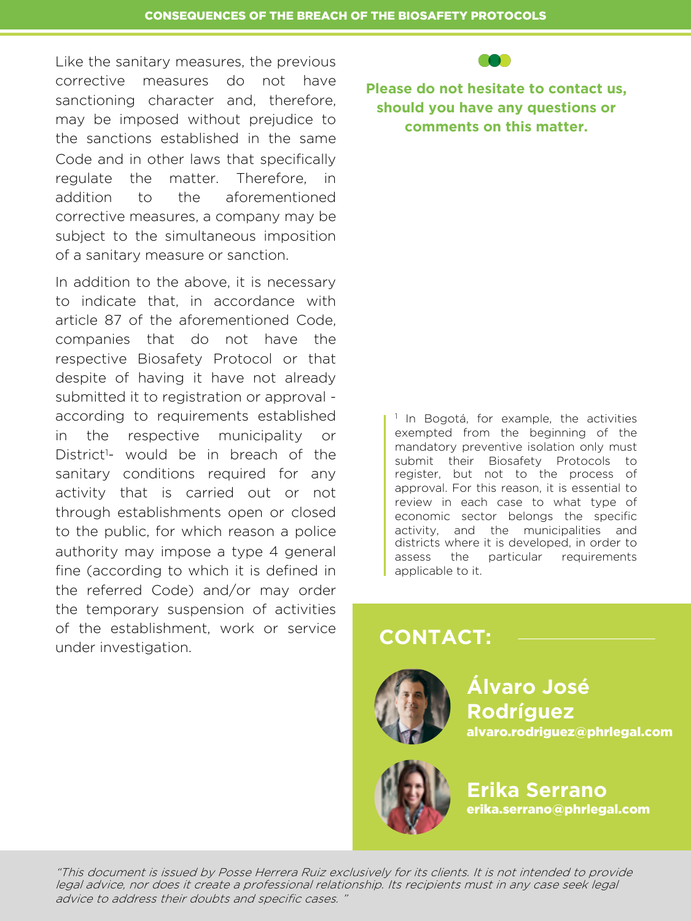Like the sanitary measures, the previous corrective measures do not have sanctioning character and, therefore, may be imposed without prejudice to the sanctions established in the same Code and in other laws that specifically regulate the matter. Therefore, in addition to the aforementioned corrective measures, a company may be subject to the simultaneous imposition of a sanitary measure or sanction.

In addition to the above, it is necessary to indicate that, in accordance with article 87 of the aforementioned Code, companies that do not have the respective Biosafety Protocol or that despite of having it have not already submitted it to registration or approval - according to requirements established in the respective municipality or District[1]- would be in breach of the sanitary conditions required for any activity that is carried out or not through establishments open or closed to the public, for which reason a police authority may impose a type 4 general fine (according to which it is defined in the referred Code) and/or may order the temporary suspension of activities of the establishment, work or service under investigation.

**Please do not hesitate to contact us, should you have any questions or comments on this matter.**

[1] In Bogotá, for example, the activities exempted from the beginning of the mandatory preventive isolation only must submit their Biosafety Protocols to register, but not to the process of approval. For this reason, it is essential to review in each case to what type of economic sector belongs the specific activity, and the municipalities and districts where it is developed, in order to assess the particular requirements applicable to it.

## CONTACT:

**Álvaro José Rodríguez**
**alvaro.rodriguez@phrlegal.com**

**Erika Serrano**
**erika.serrano@phrlegal.com**

*"This document is issued by Posse Herrera Ruiz exclusively for its clients. It is not intended to provide legal advice, nor does it create a professional relationship. Its recipients must in any case seek legal advice to address their doubts and specific cases. "*